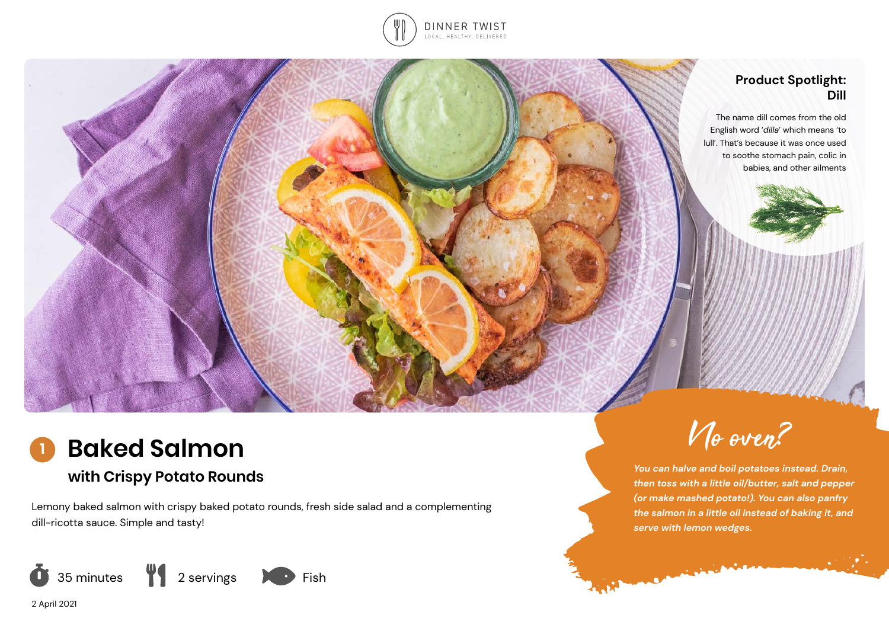DINNER TWIST

LOCAL, HEALTHY, DELIVERED

## Product Spotlight: Dill

The name dill comes from the old English word '*dilla*' which means 'to lull'. That's because it was once used to soothe stomach pain, colic in babies, and other ailments

# 1 Baked Salmon

## with Crispy Potato Rounds

Lemony baked salmon with crispy baked potato rounds, fresh side salad and a complementing dill-ricotta sauce. Simple and tasty!

35 minutes | 2 servings | Fish

2 April 2021

## No oven?

***You can halve and boil potatoes instead. Drain, then toss with a little oil/butter, salt and pepper (or make mashed potato!). You can also panfry the salmon in a little oil instead of baking it, and serve with lemon wedges.***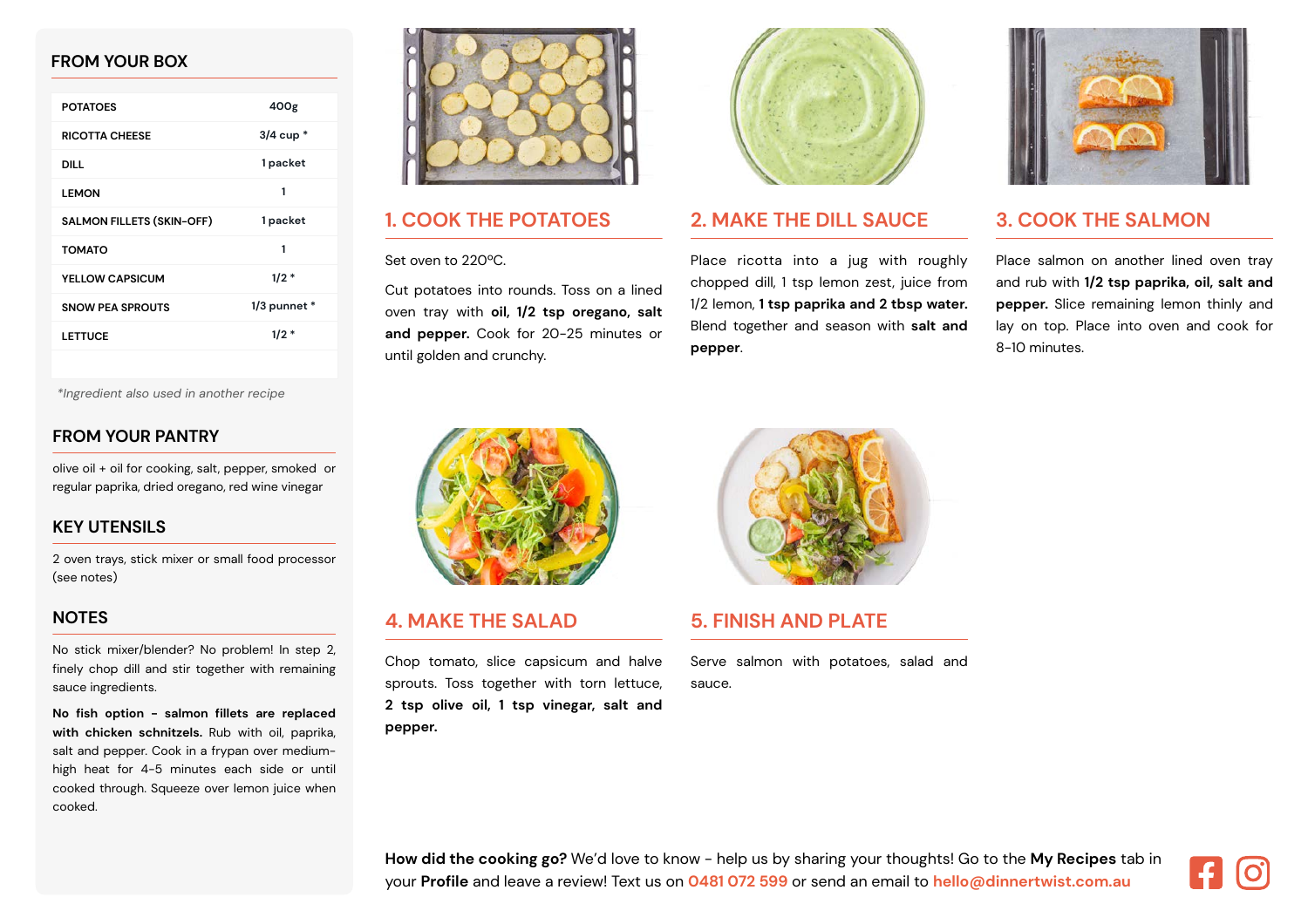## FROM YOUR BOX

| | |
|---|---|
| POTATOES | 400g |
| RICOTTA CHEESE | 3/4 cup * |
| DILL | 1 packet |
| LEMON | 1 |
| SALMON FILLETS (SKIN-OFF) | 1 packet |
| TOMATO | 1 |
| YELLOW CAPSICUM | 1/2 * |
| SNOW PEA SPROUTS | 1/3 punnet * |
| LETTUCE | 1/2 * |

*\*Ingredient also used in another recipe*

## FROM YOUR PANTRY

olive oil + oil for cooking, salt, pepper, smoked or regular paprika, dried oregano, red wine vinegar

## KEY UTENSILS

2 oven trays, stick mixer or small food processor (see notes)

## NOTES

No stick mixer/blender? No problem! In step 2, finely chop dill and stir together with remaining sauce ingredients.

**No fish option - salmon fillets are replaced with chicken schnitzels.** Rub with oil, paprika, salt and pepper. Cook in a frypan over medium-high heat for 4-5 minutes each side or until cooked through. Squeeze over lemon juice when cooked.

## 1. COOK THE POTATOES

Set oven to 220°C.

Cut potatoes into rounds. Toss on a lined oven tray with **oil, 1/2 tsp oregano, salt and pepper.** Cook for 20-25 minutes or until golden and crunchy.

## 2. MAKE THE DILL SAUCE

Place ricotta into a jug with roughly chopped dill, 1 tsp lemon zest, juice from 1/2 lemon, **1 tsp paprika and 2 tbsp water.** Blend together and season with **salt and pepper**.

## 3. COOK THE SALMON

Place salmon on another lined oven tray and rub with **1/2 tsp paprika, oil, salt and pepper.** Slice remaining lemon thinly and lay on top. Place into oven and cook for 8-10 minutes.

## 4. MAKE THE SALAD

Chop tomato, slice capsicum and halve sprouts. Toss together with torn lettuce, **2 tsp olive oil, 1 tsp vinegar, salt and pepper.**

## 5. FINISH AND PLATE

Serve salmon with potatoes, salad and sauce.

**How did the cooking go?** We'd love to know - help us by sharing your thoughts! Go to the **My Recipes** tab in your **Profile** and leave a review! Text us on 0481 072 599 or send an email to hello@dinnertwist.com.au